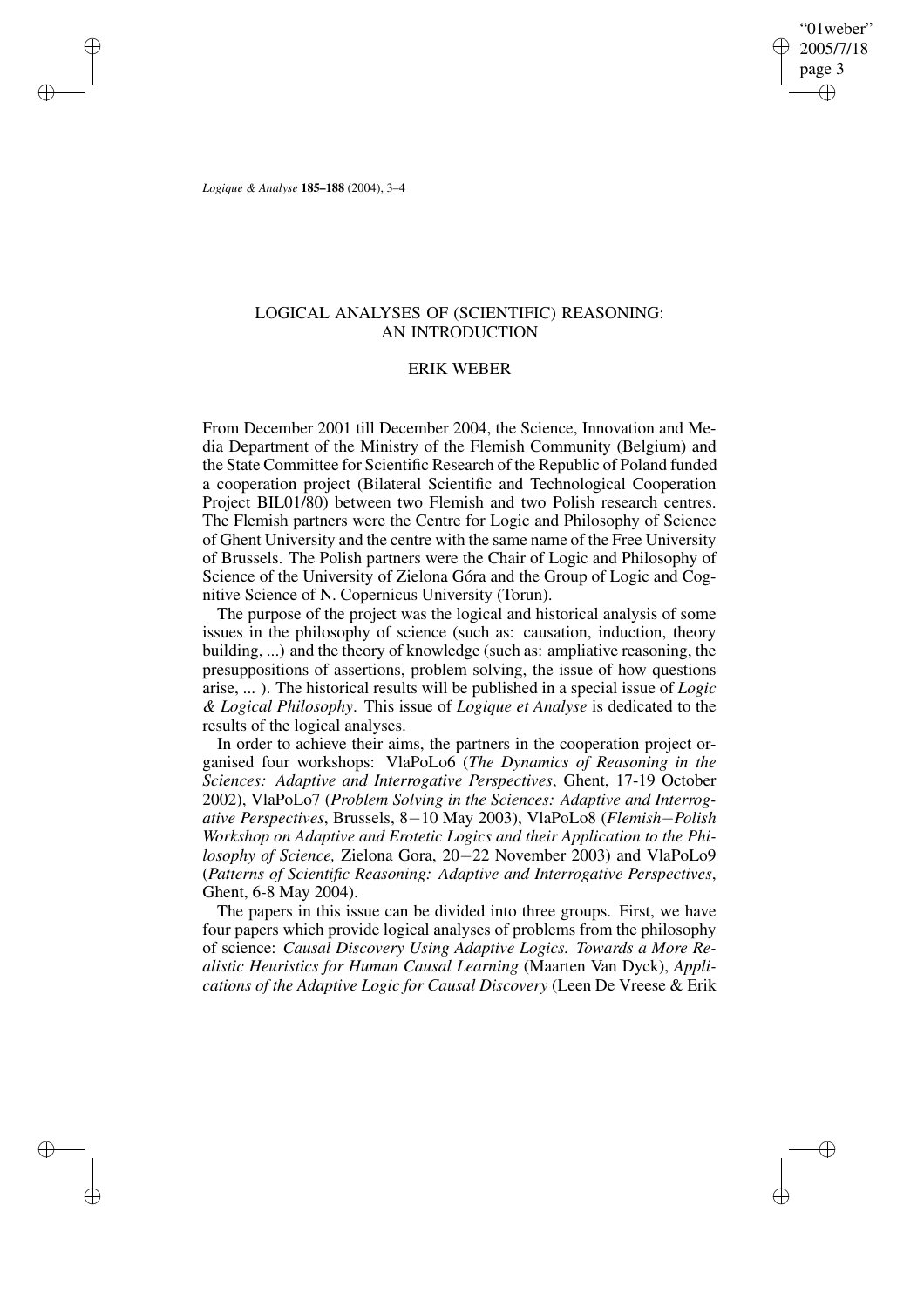# LOGICAL ANALYSES OF (SCIENTIFIC) REASONING: AN INTRODUCTION

## ERIK WEBER

From December 2001 till December 2004, the Science, Innovation and Media Department of the Ministry of the Flemish Community (Belgium) and the State Committee for Scientific Research of the Republic of Poland funded a cooperation project (Bilateral Scientific and Technological Cooperation Project BIL01/80) between two Flemish and two Polish research centres. The Flemish partners were the Centre for Logic and Philosophy of Science of Ghent University and the centre with the same name of the Free University of Brussels. The Polish partners were the Chair of Logic and Philosophy of Science of the University of Zielona Góra and the Group of Logic and Cognitive Science of N. Copernicus University (Torun).

The purpose of the project was the logical and historical analysis of some issues in the philosophy of science (such as: causation, induction, theory building, ...) and the theory of knowledge (such as: ampliative reasoning, the presuppositions of assertions, problem solving, the issue of how questions arise, ... ). The historical results will be published in a special issue of *Logic & Logical Philosophy*. This issue of *Logique et Analyse* is dedicated to the results of the logical analyses.

In order to achieve their aims, the partners in the cooperation project organised four workshops: VlaPoLo6 (*The Dynamics of Reasoning in the Sciences: Adaptive and Interrogative Perspectives*, Ghent, 17-19 October 2002), VlaPoLo7 (*Problem Solving in the Sciences: Adaptive and Interrogative Perspectives*, Brussels, 8−10 May 2003), VlaPoLo8 (*Flemish−Polish Workshop on Adaptive and Erotetic Logics and their Application to the Philosophy of Science,* Zielona Gora, 20−22 November 2003) and VlaPoLo9 (*Patterns of Scientific Reasoning: Adaptive and Interrogative Perspectives*, Ghent, 6-8 May 2004).

The papers in this issue can be divided into three groups. First, we have four papers which provide logical analyses of problems from the philosophy of science: *Causal Discovery Using Adaptive Logics. Towards a More Realistic Heuristics for Human Causal Learning* (Maarten Van Dyck), *Applications of the Adaptive Logic for Causal Discovery* (Leen De Vreese & Erik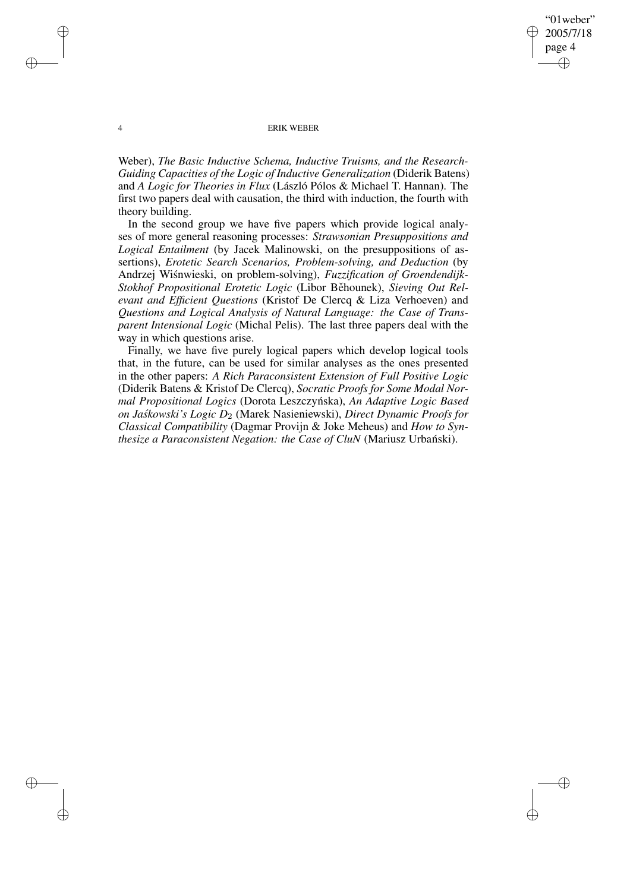Weber), *The Basic Inductive Schema, Inductive Truisms, and the Research-Guiding Capacities of the Logic of Inductive Generalization* (Diderik Batens) and *A Logic for Theories in Flux* (László Pólos & Michael T. Hannan). The first two papers deal with causation, the third with induction, the fourth with theory building.

In the second group we have five papers which provide logical analyses of more general reasoning processes: *Strawsonian Presuppositions and Logical Entailment* (by Jacek Malinowski, on the presuppositions of assertions), *Erotetic Search Scenarios, Problem-solving, and Deduction* (by Andrzej Wiśnwieski, on problem-solving), *Fuzzification of Groendendijk-Stokhof Propositional Erotetic Logic* (Libor Běhounek), *Sieving Out Relevant and Efficient Questions* (Kristof De Clercq & Liza Verhoeven) and *Questions and Logical Analysis of Natural Language: the Case of Transparent Intensional Logic* (Michal Pelis). The last three papers deal with the way in which questions arise.

Finally, we have five purely logical papers which develop logical tools that, in the future, can be used for similar analyses as the ones presented in the other papers: *A Rich Paraconsistent Extension of Full Positive Logic* (Diderik Batens & Kristof De Clercq), *Socratic Proofs for Some Modal Normal Propositional Logics* (Dorota Leszczyńska), *An Adaptive Logic Based on Jaśkowski's Logic* $D_2$ (Marek Nasieniewski), *Direct Dynamic Proofs for Classical Compatibility* (Dagmar Provijn & Joke Meheus) and *How to Synthesize a Paraconsistent Negation: the Case of CluN* (Mariusz Urbański).